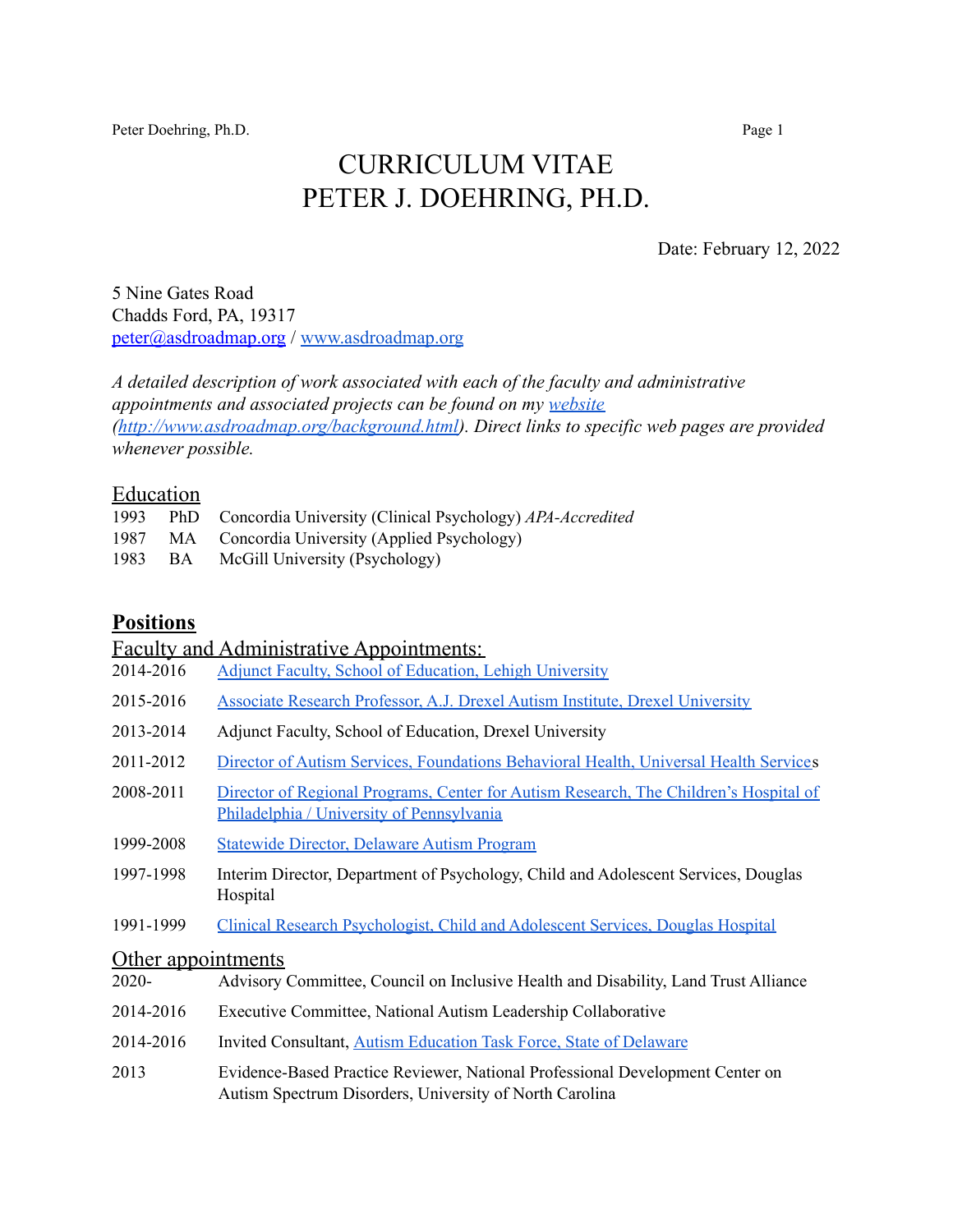# CURRICULUM VITAE
# PETER J. DOEHRING, PH.D.

Date: February 12, 2022

5 Nine Gates Road
Chadds Ford, PA, 19317
[peter@asdroadmap.org](mailto:peter@asdroadmap.org) / [www.asdroadmap.org](http://www.asdroadmap.org)

*A detailed description of work associated with each of the faculty and administrative appointments and associated projects can be found on my [website](http://www.asdroadmap.org/background.html) ([http://www.asdroadmap.org/background.html](http://www.asdroadmap.org/background.html)). Direct links to specific web pages are provided whenever possible.*

## Education

| | | |
|---|---|---|
| 1993 | PhD | Concordia University (Clinical Psychology) *APA-Accredited* |
| 1987 | MA | Concordia University (Applied Psychology) |
| 1983 | BA | McGill University (Psychology) |

## Positions

### Faculty and Administrative Appointments:

| | |
|---|---|
| 2014-2016 | Adjunct Faculty, School of Education, Lehigh University |
| 2015-2016 | Associate Research Professor, A.J. Drexel Autism Institute, Drexel University |
| 2013-2014 | Adjunct Faculty, School of Education, Drexel University |
| 2011-2012 | Director of Autism Services, Foundations Behavioral Health, Universal Health Services |
| 2008-2011 | Director of Regional Programs, Center for Autism Research, The Children's Hospital of Philadelphia / University of Pennsylvania |
| 1999-2008 | Statewide Director, Delaware Autism Program |
| 1997-1998 | Interim Director, Department of Psychology, Child and Adolescent Services, Douglas Hospital |
| 1991-1999 | Clinical Research Psychologist, Child and Adolescent Services, Douglas Hospital |

### Other appointments

| | |
|---|---|
| 2020- | Advisory Committee, Council on Inclusive Health and Disability, Land Trust Alliance |
| 2014-2016 | Executive Committee, National Autism Leadership Collaborative |
| 2014-2016 | Invited Consultant, Autism Education Task Force, State of Delaware |
| 2013 | Evidence-Based Practice Reviewer, National Professional Development Center on Autism Spectrum Disorders, University of North Carolina |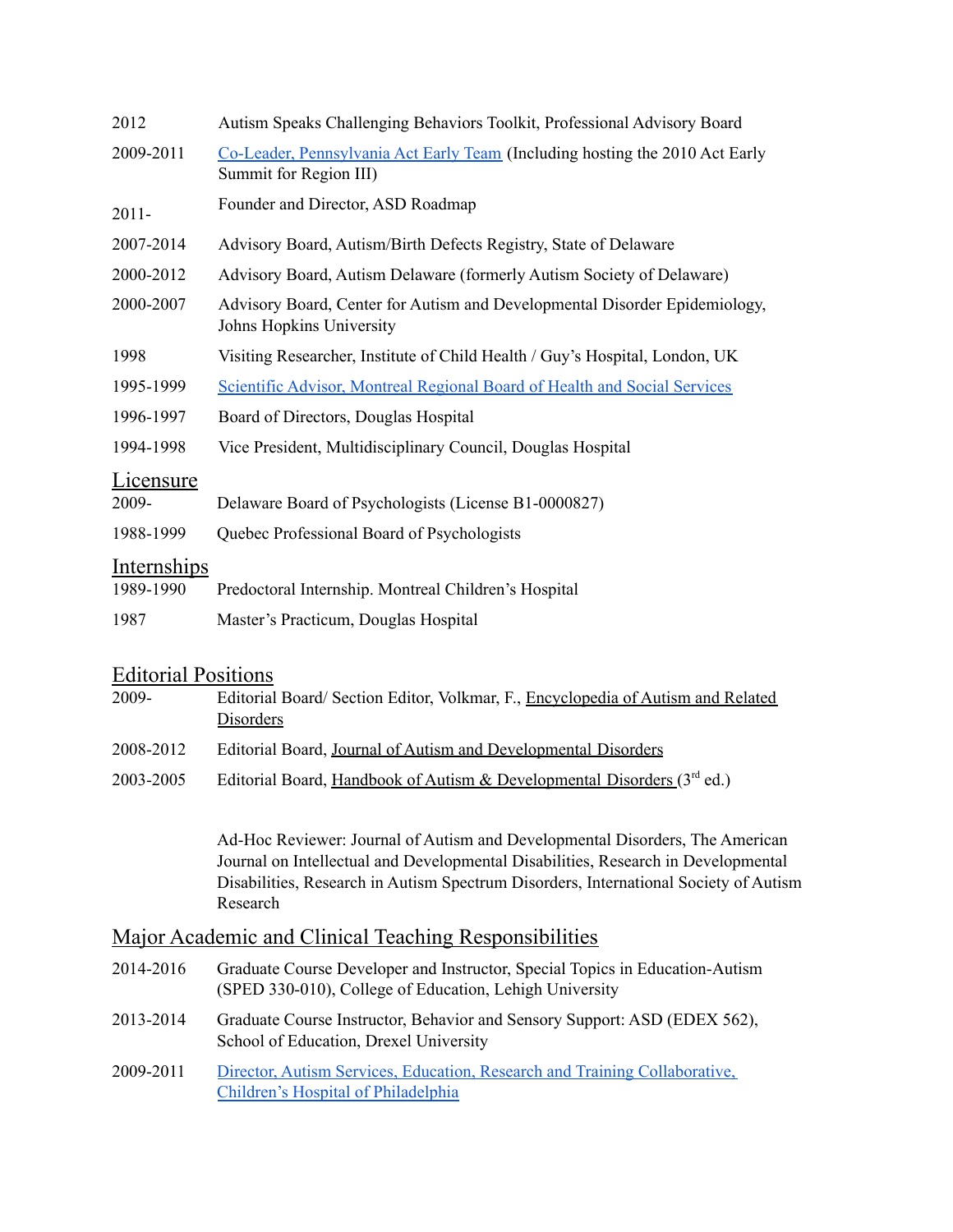2012 Autism Speaks Challenging Behaviors Toolkit, Professional Advisory Board

2009-2011 Co-Leader, Pennsylvania Act Early Team (Including hosting the 2010 Act Early Summit for Region III)

2011- Founder and Director, ASD Roadmap

2007-2014 Advisory Board, Autism/Birth Defects Registry, State of Delaware

2000-2012 Advisory Board, Autism Delaware (formerly Autism Society of Delaware)

2000-2007 Advisory Board, Center for Autism and Developmental Disorder Epidemiology, Johns Hopkins University

1998 Visiting Researcher, Institute of Child Health / Guy's Hospital, London, UK

1995-1999 Scientific Advisor, Montreal Regional Board of Health and Social Services

1996-1997 Board of Directors, Douglas Hospital

1994-1998 Vice President, Multidisciplinary Council, Douglas Hospital

## Licensure

2009- Delaware Board of Psychologists (License B1-0000827)

1988-1999 Quebec Professional Board of Psychologists

## Internships

1989-1990 Predoctoral Internship. Montreal Children's Hospital

1987 Master's Practicum, Douglas Hospital

## Editorial Positions

2009- Editorial Board/ Section Editor, Volkmar, F., Encyclopedia of Autism and Related Disorders

2008-2012 Editorial Board, Journal of Autism and Developmental Disorders

2003-2005 Editorial Board, Handbook of Autism & Developmental Disorders (3rd ed.)

Ad-Hoc Reviewer: Journal of Autism and Developmental Disorders, The American Journal on Intellectual and Developmental Disabilities, Research in Developmental Disabilities, Research in Autism Spectrum Disorders, International Society of Autism Research

## Major Academic and Clinical Teaching Responsibilities

2014-2016 Graduate Course Developer and Instructor, Special Topics in Education-Autism (SPED 330-010), College of Education, Lehigh University

2013-2014 Graduate Course Instructor, Behavior and Sensory Support: ASD (EDEX 562), School of Education, Drexel University

2009-2011 Director, Autism Services, Education, Research and Training Collaborative, Children's Hospital of Philadelphia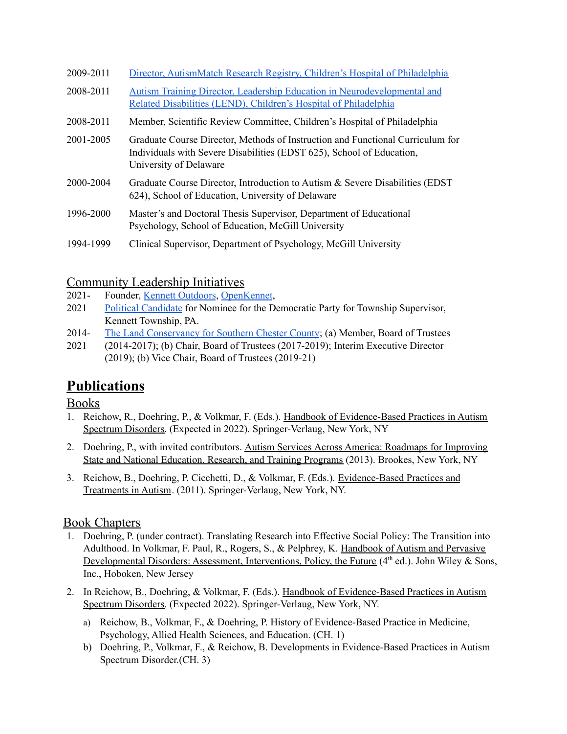2009-2011 Director, AutismMatch Research Registry, Children's Hospital of Philadelphia

2008-2011 Autism Training Director, Leadership Education in Neurodevelopmental and Related Disabilities (LEND), Children's Hospital of Philadelphia

2008-2011 Member, Scientific Review Committee, Children's Hospital of Philadelphia

2001-2005 Graduate Course Director, Methods of Instruction and Functional Curriculum for Individuals with Severe Disabilities (EDST 625), School of Education, University of Delaware

2000-2004 Graduate Course Director, Introduction to Autism & Severe Disabilities (EDST 624), School of Education, University of Delaware

1996-2000 Master's and Doctoral Thesis Supervisor, Department of Educational Psychology, School of Education, McGill University

1994-1999 Clinical Supervisor, Department of Psychology, McGill University

## Community Leadership Initiatives

2021- Founder, Kennett Outdoors, OpenKennet,

2021 Political Candidate for Nominee for the Democratic Party for Township Supervisor, Kennett Township, PA.

2014-2021 The Land Conservancy for Southern Chester County; (a) Member, Board of Trustees (2014-2017); (b) Chair, Board of Trustees (2017-2019); Interim Executive Director (2019); (b) Vice Chair, Board of Trustees (2019-21)

# Publications

## Books

1. Reichow, R., Doehring, P., & Volkmar, F. (Eds.). Handbook of Evidence-Based Practices in Autism Spectrum Disorders. (Expected in 2022). Springer-Verlaug, New York, NY
2. Doehring, P., with invited contributors. Autism Services Across America: Roadmaps for Improving State and National Education, Research, and Training Programs (2013). Brookes, New York, NY
3. Reichow, B., Doehring, P. Cicchetti, D., & Volkmar, F. (Eds.). Evidence-Based Practices and Treatments in Autism. (2011). Springer-Verlaug, New York, NY.

## Book Chapters

1. Doehring, P. (under contract). Translating Research into Effective Social Policy: The Transition into Adulthood. In Volkmar, F. Paul, R., Rogers, S., & Pelphrey, K. Handbook of Autism and Pervasive Developmental Disorders: Assessment, Interventions, Policy, the Future (4th ed.). John Wiley & Sons, Inc., Hoboken, New Jersey
2. In Reichow, B., Doehring, & Volkmar, F. (Eds.). Handbook of Evidence-Based Practices in Autism Spectrum Disorders. (Expected 2022). Springer-Verlaug, New York, NY.
   a) Reichow, B., Volkmar, F., & Doehring, P. History of Evidence-Based Practice in Medicine, Psychology, Allied Health Sciences, and Education. (CH. 1)
   b) Doehring, P., Volkmar, F., & Reichow, B. Developments in Evidence-Based Practices in Autism Spectrum Disorder.(CH. 3)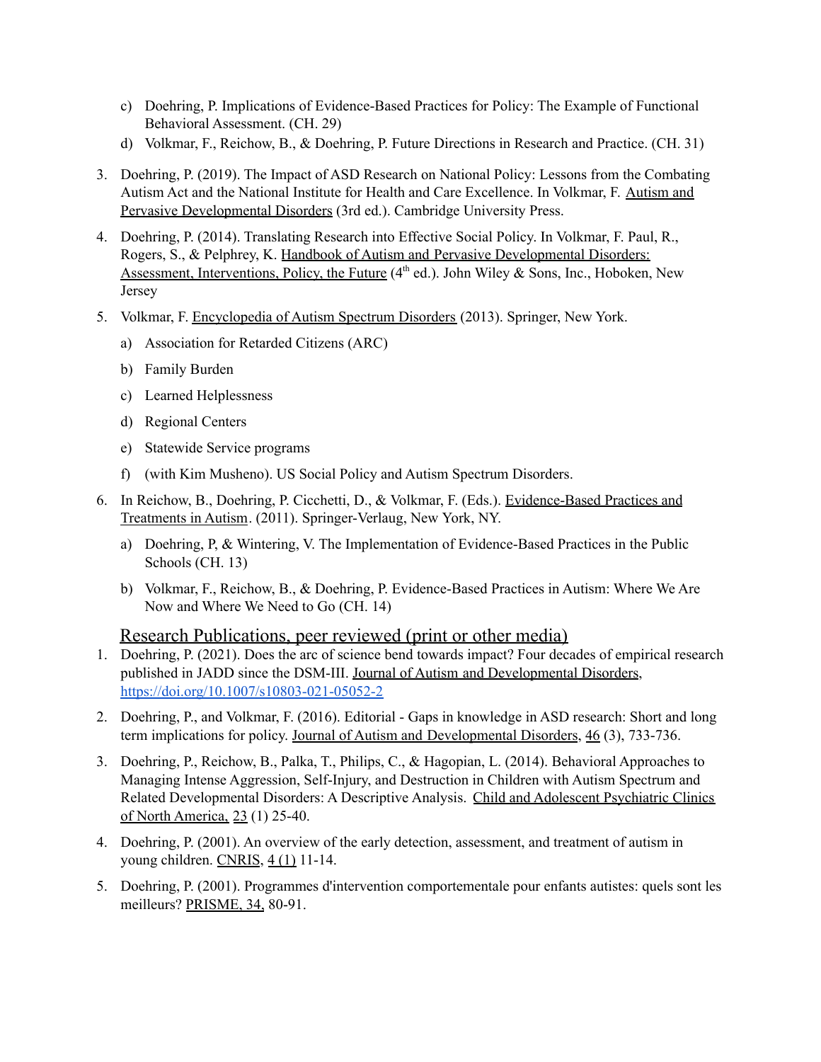c) Doehring, P. Implications of Evidence-Based Practices for Policy: The Example of Functional Behavioral Assessment. (CH. 29)

d) Volkmar, F., Reichow, B., & Doehring, P. Future Directions in Research and Practice. (CH. 31)

3. Doehring, P. (2019). The Impact of ASD Research on National Policy: Lessons from the Combating Autism Act and the National Institute for Health and Care Excellence. In Volkmar, F. Autism and Pervasive Developmental Disorders (3rd ed.). Cambridge University Press.

4. Doehring, P. (2014). Translating Research into Effective Social Policy. In Volkmar, F. Paul, R., Rogers, S., & Pelphrey, K. Handbook of Autism and Pervasive Developmental Disorders: Assessment, Interventions, Policy, the Future (4th ed.). John Wiley & Sons, Inc., Hoboken, New Jersey

5. Volkmar, F. Encyclopedia of Autism Spectrum Disorders (2013). Springer, New York.

   a) Association for Retarded Citizens (ARC)

   b) Family Burden

   c) Learned Helplessness

   d) Regional Centers

   e) Statewide Service programs

   f) (with Kim Musheno). US Social Policy and Autism Spectrum Disorders.

6. In Reichow, B., Doehring, P. Cicchetti, D., & Volkmar, F. (Eds.). Evidence-Based Practices and Treatments in Autism. (2011). Springer-Verlaug, New York, NY.

   a) Doehring, P, & Wintering, V. The Implementation of Evidence-Based Practices in the Public Schools (CH. 13)

   b) Volkmar, F., Reichow, B., & Doehring, P. Evidence-Based Practices in Autism: Where We Are Now and Where We Need to Go (CH. 14)

## Research Publications, peer reviewed (print or other media)

1. Doehring, P. (2021). Does the arc of science bend towards impact? Four decades of empirical research published in JADD since the DSM-III. Journal of Autism and Developmental Disorders, https://doi.org/10.1007/s10803-021-05052-2

2. Doehring, P., and Volkmar, F. (2016). Editorial - Gaps in knowledge in ASD research: Short and long term implications for policy. Journal of Autism and Developmental Disorders, 46 (3), 733-736.

3. Doehring, P., Reichow, B., Palka, T., Philips, C., & Hagopian, L. (2014). Behavioral Approaches to Managing Intense Aggression, Self-Injury, and Destruction in Children with Autism Spectrum and Related Developmental Disorders: A Descriptive Analysis. Child and Adolescent Psychiatric Clinics of North America, 23 (1) 25-40.

4. Doehring, P. (2001). An overview of the early detection, assessment, and treatment of autism in young children. CNRIS, 4 (1) 11-14.

5. Doehring, P. (2001). Programmes d'intervention comportementale pour enfants autistes: quels sont les meilleurs? PRISME, 34, 80-91.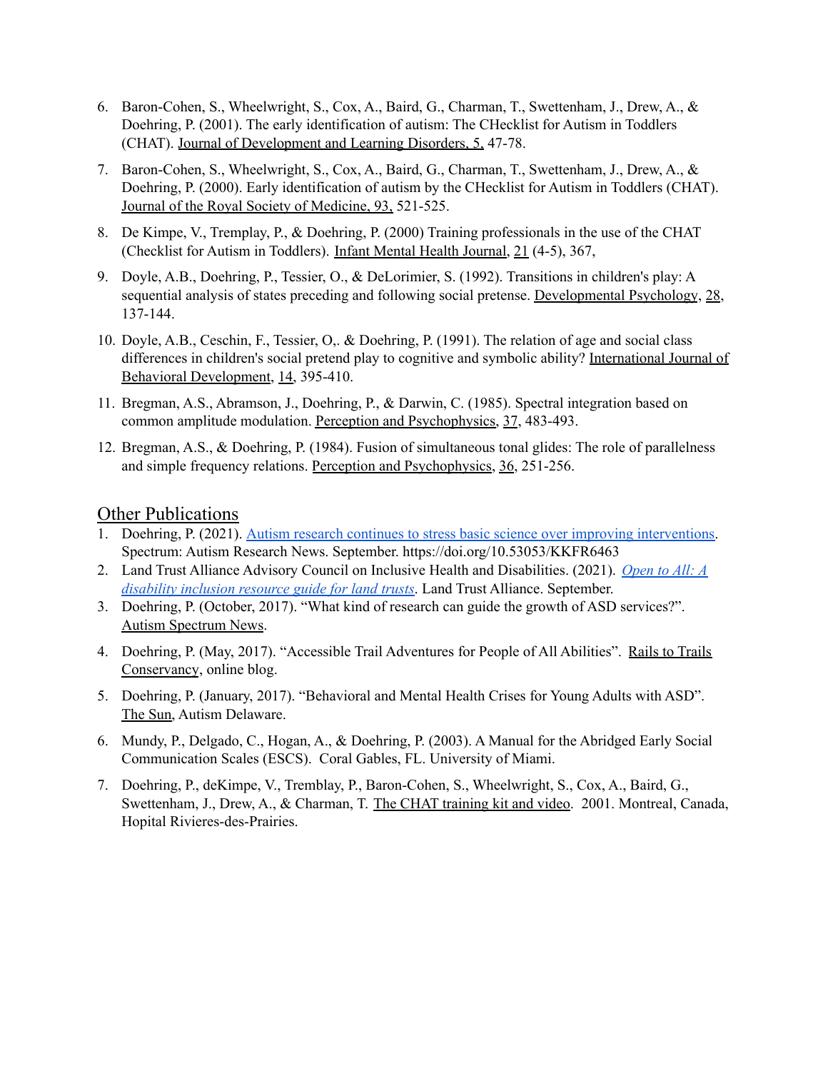6. Baron-Cohen, S., Wheelwright, S., Cox, A., Baird, G., Charman, T., Swettenham, J., Drew, A., & Doehring, P. (2001). The early identification of autism: The CHecklist for Autism in Toddlers (CHAT). Journal of Development and Learning Disorders, 5, 47-78.

7. Baron-Cohen, S., Wheelwright, S., Cox, A., Baird, G., Charman, T., Swettenham, J., Drew, A., & Doehring, P. (2000). Early identification of autism by the CHecklist for Autism in Toddlers (CHAT). Journal of the Royal Society of Medicine, 93, 521-525.

8. De Kimpe, V., Tremplay, P., & Doehring, P. (2000) Training professionals in the use of the CHAT (Checklist for Autism in Toddlers). Infant Mental Health Journal, 21 (4-5), 367,

9. Doyle, A.B., Doehring, P., Tessier, O., & DeLorimier, S. (1992). Transitions in children's play: A sequential analysis of states preceding and following social pretense. Developmental Psychology, 28, 137-144.

10. Doyle, A.B., Ceschin, F., Tessier, O,. & Doehring, P. (1991). The relation of age and social class differences in children's social pretend play to cognitive and symbolic ability? International Journal of Behavioral Development, 14, 395-410.

11. Bregman, A.S., Abramson, J., Doehring, P., & Darwin, C. (1985). Spectral integration based on common amplitude modulation. Perception and Psychophysics, 37, 483-493.

12. Bregman, A.S., & Doehring, P. (1984). Fusion of simultaneous tonal glides: The role of parallelness and simple frequency relations. Perception and Psychophysics, 36, 251-256.

## Other Publications

1. Doehring, P. (2021). Autism research continues to stress basic science over improving interventions. Spectrum: Autism Research News. September. https://doi.org/10.53053/KKFR6463
2. Land Trust Alliance Advisory Council on Inclusive Health and Disabilities. (2021). *Open to All: A disability inclusion resource guide for land trusts*. Land Trust Alliance. September.
3. Doehring, P. (October, 2017). "What kind of research can guide the growth of ASD services?". Autism Spectrum News.
4. Doehring, P. (May, 2017). "Accessible Trail Adventures for People of All Abilities". Rails to Trails Conservancy, online blog.
5. Doehring, P. (January, 2017). "Behavioral and Mental Health Crises for Young Adults with ASD". The Sun, Autism Delaware.
6. Mundy, P., Delgado, C., Hogan, A., & Doehring, P. (2003). A Manual for the Abridged Early Social Communication Scales (ESCS). Coral Gables, FL. University of Miami.
7. Doehring, P., deKimpe, V., Tremblay, P., Baron-Cohen, S., Wheelwright, S., Cox, A., Baird, G., Swettenham, J., Drew, A., & Charman, T. The CHAT training kit and video. 2001. Montreal, Canada, Hopital Rivieres-des-Prairies.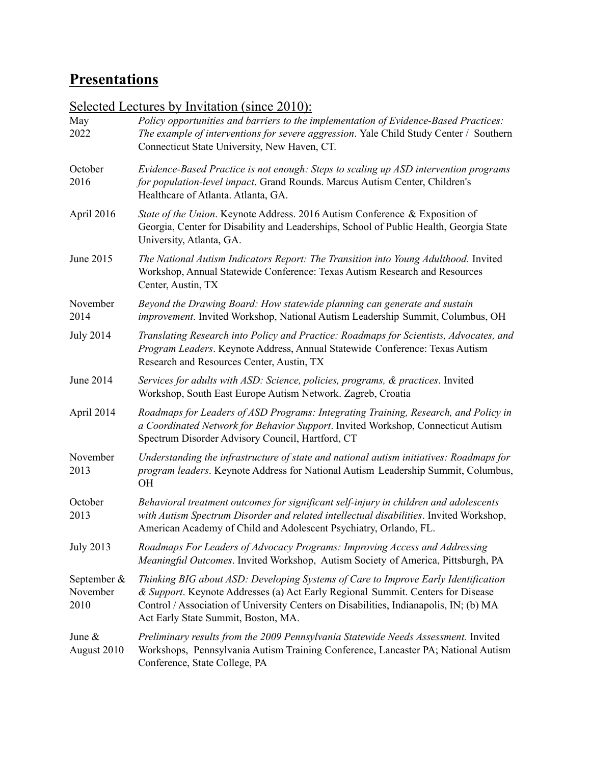# **Presentations**

## Selected Lectures by Invitation (since 2010):

| | |
|---|---|
| May 2022 | *Policy opportunities and barriers to the implementation of Evidence-Based Practices: The example of interventions for severe aggression*. Yale Child Study Center / Southern Connecticut State University, New Haven, CT. |
| October 2016 | *Evidence-Based Practice is not enough: Steps to scaling up ASD intervention programs for population-level impact*. Grand Rounds. Marcus Autism Center, Children's Healthcare of Atlanta. Atlanta, GA. |
| April 2016 | *State of the Union*. Keynote Address. 2016 Autism Conference & Exposition of Georgia, Center for Disability and Leaderships, School of Public Health, Georgia State University, Atlanta, GA. |
| June 2015 | *The National Autism Indicators Report: The Transition into Young Adulthood.* Invited Workshop, Annual Statewide Conference: Texas Autism Research and Resources Center, Austin, TX |
| November 2014 | *Beyond the Drawing Board: How statewide planning can generate and sustain improvement*. Invited Workshop, National Autism Leadership Summit, Columbus, OH |
| July 2014 | *Translating Research into Policy and Practice: Roadmaps for Scientists, Advocates, and Program Leaders*. Keynote Address, Annual Statewide Conference: Texas Autism Research and Resources Center, Austin, TX |
| June 2014 | *Services for adults with ASD: Science, policies, programs, & practices*. Invited Workshop, South East Europe Autism Network. Zagreb, Croatia |
| April 2014 | *Roadmaps for Leaders of ASD Programs: Integrating Training, Research, and Policy in a Coordinated Network for Behavior Support*. Invited Workshop, Connecticut Autism Spectrum Disorder Advisory Council, Hartford, CT |
| November 2013 | *Understanding the infrastructure of state and national autism initiatives: Roadmaps for program leaders*. Keynote Address for National Autism Leadership Summit, Columbus, OH |
| October 2013 | *Behavioral treatment outcomes for significant self-injury in children and adolescents with Autism Spectrum Disorder and related intellectual disabilities*. Invited Workshop, American Academy of Child and Adolescent Psychiatry, Orlando, FL. |
| July 2013 | *Roadmaps For Leaders of Advocacy Programs: Improving Access and Addressing Meaningful Outcomes*. Invited Workshop, Autism Society of America, Pittsburgh, PA |
| September & November 2010 | *Thinking BIG about ASD: Developing Systems of Care to Improve Early Identification & Support*. Keynote Addresses (a) Act Early Regional Summit. Centers for Disease Control / Association of University Centers on Disabilities, Indianapolis, IN; (b) MA Act Early State Summit, Boston, MA. |
| June & August 2010 | *Preliminary results from the 2009 Pennsylvania Statewide Needs Assessment.* Invited Workshops, Pennsylvania Autism Training Conference, Lancaster PA; National Autism Conference, State College, PA |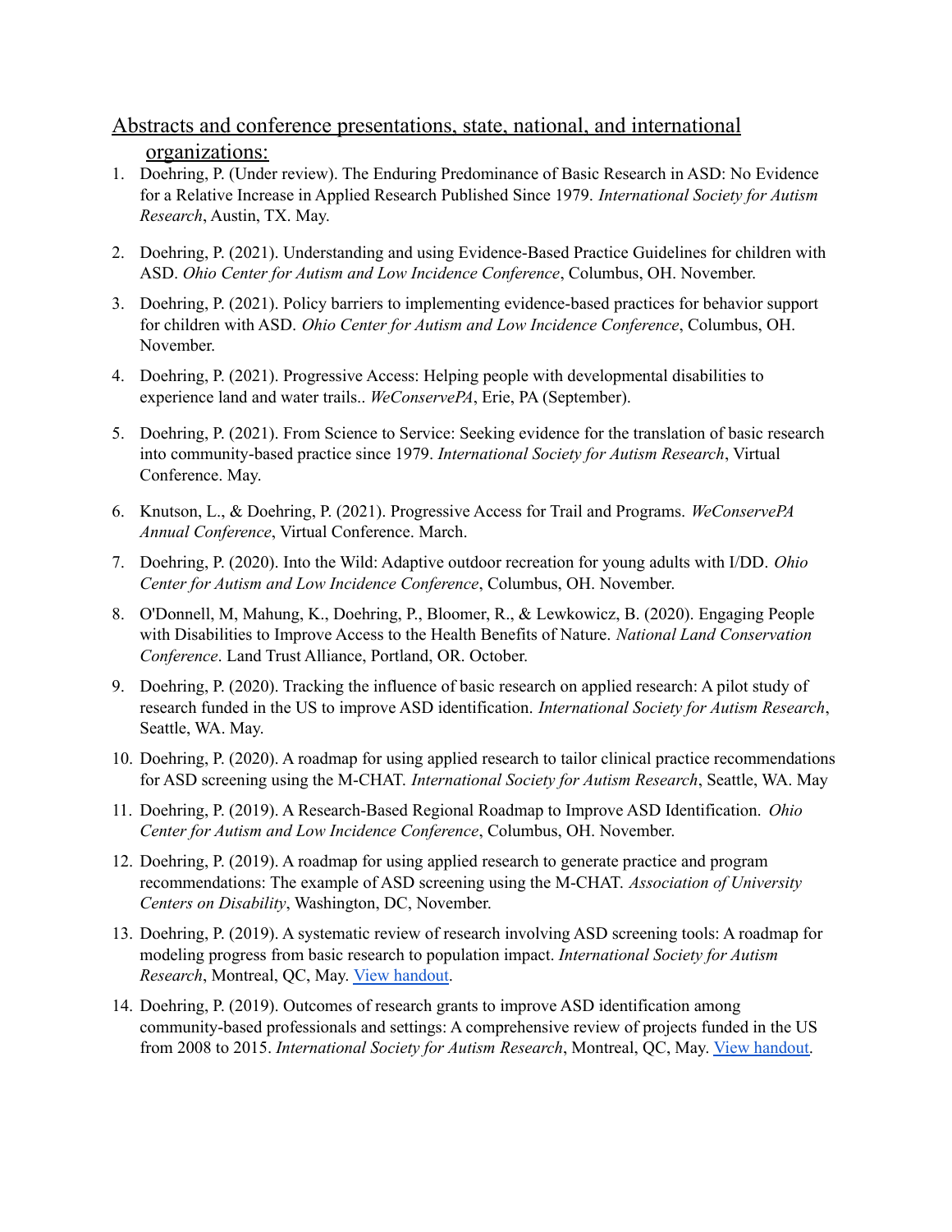Abstracts and conference presentations, state, national, and international organizations:

1. Doehring, P. (Under review). The Enduring Predominance of Basic Research in ASD: No Evidence for a Relative Increase in Applied Research Published Since 1979. *International Society for Autism Research*, Austin, TX. May.

2. Doehring, P. (2021). Understanding and using Evidence-Based Practice Guidelines for children with ASD. *Ohio Center for Autism and Low Incidence Conference*, Columbus, OH. November.

3. Doehring, P. (2021). Policy barriers to implementing evidence-based practices for behavior support for children with ASD. *Ohio Center for Autism and Low Incidence Conference*, Columbus, OH. November.

4. Doehring, P. (2021). Progressive Access: Helping people with developmental disabilities to experience land and water trails.. *WeConservePA*, Erie, PA (September).

5. Doehring, P. (2021). From Science to Service: Seeking evidence for the translation of basic research into community-based practice since 1979. *International Society for Autism Research*, Virtual Conference. May.

6. Knutson, L., & Doehring, P. (2021). Progressive Access for Trail and Programs. *WeConservePA Annual Conference*, Virtual Conference. March.

7. Doehring, P. (2020). Into the Wild: Adaptive outdoor recreation for young adults with I/DD. *Ohio Center for Autism and Low Incidence Conference*, Columbus, OH. November.

8. O'Donnell, M, Mahung, K., Doehring, P., Bloomer, R., & Lewkowicz, B. (2020). Engaging People with Disabilities to Improve Access to the Health Benefits of Nature. *National Land Conservation Conference*. Land Trust Alliance, Portland, OR. October.

9. Doehring, P. (2020). Tracking the influence of basic research on applied research: A pilot study of research funded in the US to improve ASD identification. *International Society for Autism Research*, Seattle, WA. May.

10. Doehring, P. (2020). A roadmap for using applied research to tailor clinical practice recommendations for ASD screening using the M-CHAT. *International Society for Autism Research*, Seattle, WA. May

11. Doehring, P. (2019). A Research-Based Regional Roadmap to Improve ASD Identification. *Ohio Center for Autism and Low Incidence Conference*, Columbus, OH. November.

12. Doehring, P. (2019). A roadmap for using applied research to generate practice and program recommendations: The example of ASD screening using the M-CHAT. *Association of University Centers on Disability*, Washington, DC, November.

13. Doehring, P. (2019). A systematic review of research involving ASD screening tools: A roadmap for modeling progress from basic research to population impact. *International Society for Autism Research*, Montreal, QC, May. View handout.

14. Doehring, P. (2019). Outcomes of research grants to improve ASD identification among community-based professionals and settings: A comprehensive review of projects funded in the US from 2008 to 2015. *International Society for Autism Research*, Montreal, QC, May. View handout.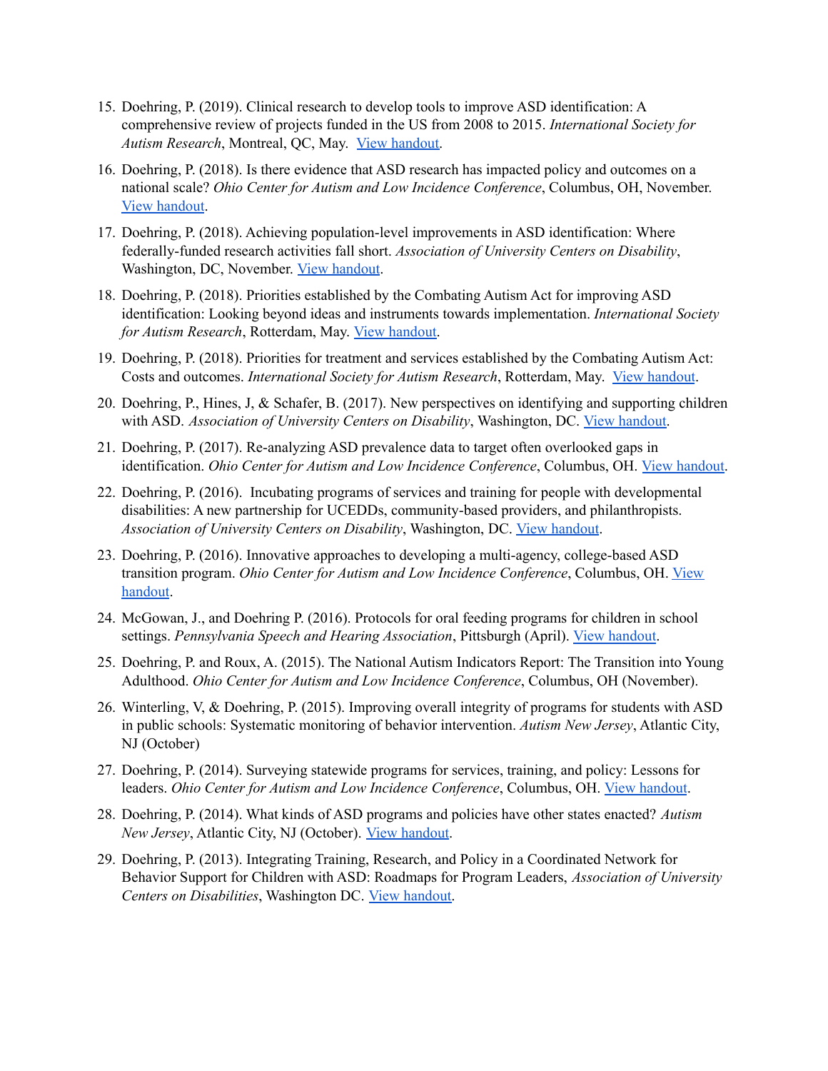15. Doehring, P. (2019). Clinical research to develop tools to improve ASD identification: A comprehensive review of projects funded in the US from 2008 to 2015. *International Society for Autism Research*, Montreal, QC, May. View handout.

16. Doehring, P. (2018). Is there evidence that ASD research has impacted policy and outcomes on a national scale? *Ohio Center for Autism and Low Incidence Conference*, Columbus, OH, November. View handout.

17. Doehring, P. (2018). Achieving population-level improvements in ASD identification: Where federally-funded research activities fall short. *Association of University Centers on Disability*, Washington, DC, November. View handout.

18. Doehring, P. (2018). Priorities established by the Combating Autism Act for improving ASD identification: Looking beyond ideas and instruments towards implementation. *International Society for Autism Research*, Rotterdam, May. View handout.

19. Doehring, P. (2018). Priorities for treatment and services established by the Combating Autism Act: Costs and outcomes. *International Society for Autism Research*, Rotterdam, May. View handout.

20. Doehring, P., Hines, J, & Schafer, B. (2017). New perspectives on identifying and supporting children with ASD. *Association of University Centers on Disability*, Washington, DC. View handout.

21. Doehring, P. (2017). Re-analyzing ASD prevalence data to target often overlooked gaps in identification. *Ohio Center for Autism and Low Incidence Conference*, Columbus, OH. View handout.

22. Doehring, P. (2016). Incubating programs of services and training for people with developmental disabilities: A new partnership for UCEDDs, community-based providers, and philanthropists. *Association of University Centers on Disability*, Washington, DC. View handout.

23. Doehring, P. (2016). Innovative approaches to developing a multi-agency, college-based ASD transition program. *Ohio Center for Autism and Low Incidence Conference*, Columbus, OH. View handout.

24. McGowan, J., and Doehring P. (2016). Protocols for oral feeding programs for children in school settings. *Pennsylvania Speech and Hearing Association*, Pittsburgh (April). View handout.

25. Doehring, P. and Roux, A. (2015). The National Autism Indicators Report: The Transition into Young Adulthood. *Ohio Center for Autism and Low Incidence Conference*, Columbus, OH (November).

26. Winterling, V, & Doehring, P. (2015). Improving overall integrity of programs for students with ASD in public schools: Systematic monitoring of behavior intervention. *Autism New Jersey*, Atlantic City, NJ (October)

27. Doehring, P. (2014). Surveying statewide programs for services, training, and policy: Lessons for leaders. *Ohio Center for Autism and Low Incidence Conference*, Columbus, OH. View handout.

28. Doehring, P. (2014). What kinds of ASD programs and policies have other states enacted? *Autism New Jersey*, Atlantic City, NJ (October). View handout.

29. Doehring, P. (2013). Integrating Training, Research, and Policy in a Coordinated Network for Behavior Support for Children with ASD: Roadmaps for Program Leaders, *Association of University Centers on Disabilities*, Washington DC. View handout.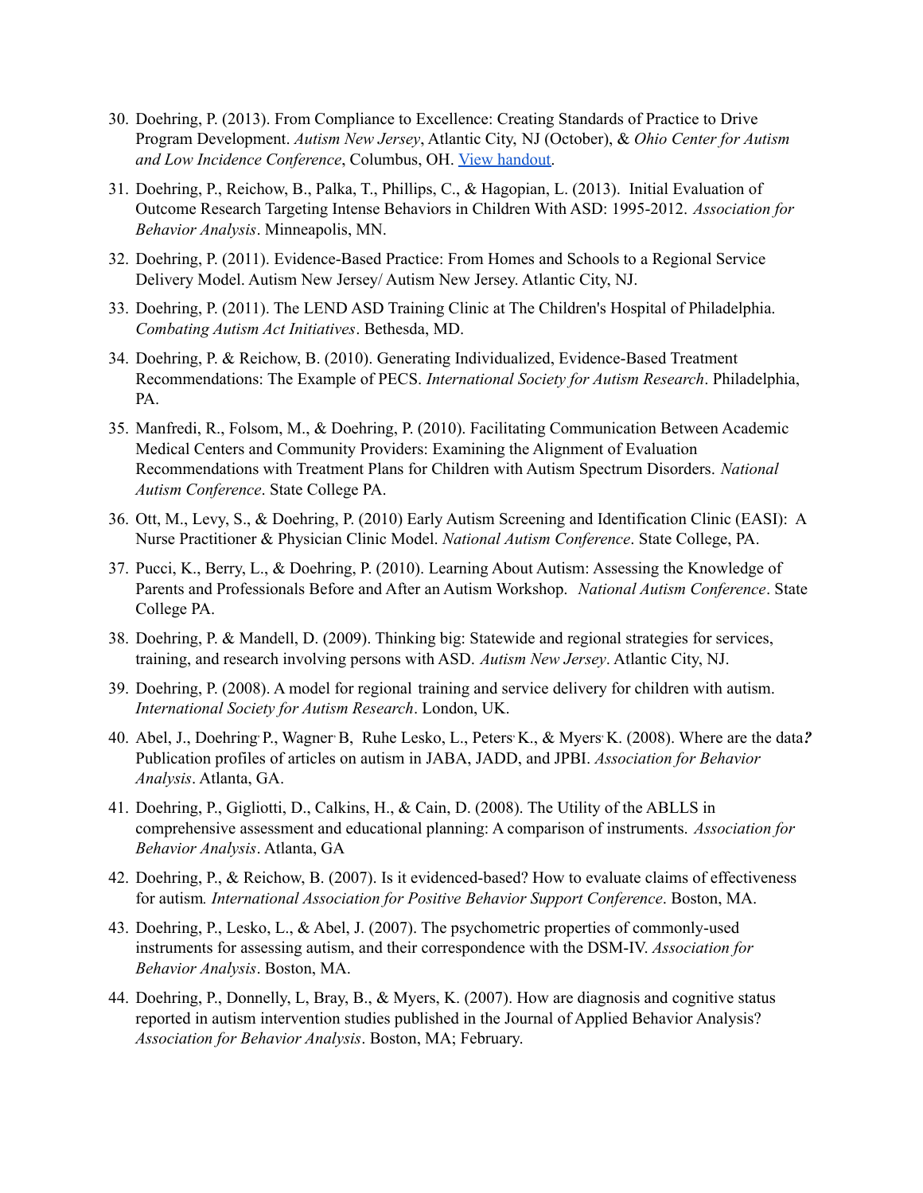30. Doehring, P. (2013). From Compliance to Excellence: Creating Standards of Practice to Drive Program Development. *Autism New Jersey*, Atlantic City, NJ (October), & *Ohio Center for Autism and Low Incidence Conference*, Columbus, OH. [View handout](#).

31. Doehring, P., Reichow, B., Palka, T., Phillips, C., & Hagopian, L. (2013). Initial Evaluation of Outcome Research Targeting Intense Behaviors in Children With ASD: 1995-2012. *Association for Behavior Analysis*. Minneapolis, MN.

32. Doehring, P. (2011). Evidence-Based Practice: From Homes and Schools to a Regional Service Delivery Model. Autism New Jersey/ Autism New Jersey. Atlantic City, NJ.

33. Doehring, P. (2011). The LEND ASD Training Clinic at The Children's Hospital of Philadelphia. *Combating Autism Act Initiatives*. Bethesda, MD.

34. Doehring, P. & Reichow, B. (2010). Generating Individualized, Evidence-Based Treatment Recommendations: The Example of PECS. *International Society for Autism Research*. Philadelphia, PA.

35. Manfredi, R., Folsom, M., & Doehring, P. (2010). Facilitating Communication Between Academic Medical Centers and Community Providers: Examining the Alignment of Evaluation Recommendations with Treatment Plans for Children with Autism Spectrum Disorders. *National Autism Conference*. State College PA.

36. Ott, M., Levy, S., & Doehring, P. (2010) Early Autism Screening and Identification Clinic (EASI): A Nurse Practitioner & Physician Clinic Model. *National Autism Conference*. State College, PA.

37. Pucci, K., Berry, L., & Doehring, P. (2010). Learning About Autism: Assessing the Knowledge of Parents and Professionals Before and After an Autism Workshop. *National Autism Conference*. State College PA.

38. Doehring, P. & Mandell, D. (2009). Thinking big: Statewide and regional strategies for services, training, and research involving persons with ASD. *Autism New Jersey*. Atlantic City, NJ.

39. Doehring, P. (2008). A model for regional training and service delivery for children with autism. *International Society for Autism Research*. London, UK.

40. Abel, J., Doehring, P., Wagner, B, Ruhe Lesko, L., Peters, K., & Myers, K. (2008). Where are the data***?*** Publication profiles of articles on autism in JABA, JADD, and JPBI. *Association for Behavior Analysis*. Atlanta, GA.

41. Doehring, P., Gigliotti, D., Calkins, H., & Cain, D. (2008). The Utility of the ABLLS in comprehensive assessment and educational planning: A comparison of instruments. *Association for Behavior Analysis*. Atlanta, GA

42. Doehring, P., & Reichow, B. (2007). Is it evidenced-based? How to evaluate claims of effectiveness for autism*. International Association for Positive Behavior Support Conference*. Boston, MA.

43. Doehring, P., Lesko, L., & Abel, J. (2007). The psychometric properties of commonly-used instruments for assessing autism, and their correspondence with the DSM-IV. *Association for Behavior Analysis*. Boston, MA.

44. Doehring, P., Donnelly, L, Bray, B., & Myers, K. (2007). How are diagnosis and cognitive status reported in autism intervention studies published in the Journal of Applied Behavior Analysis? *Association for Behavior Analysis*. Boston, MA; February.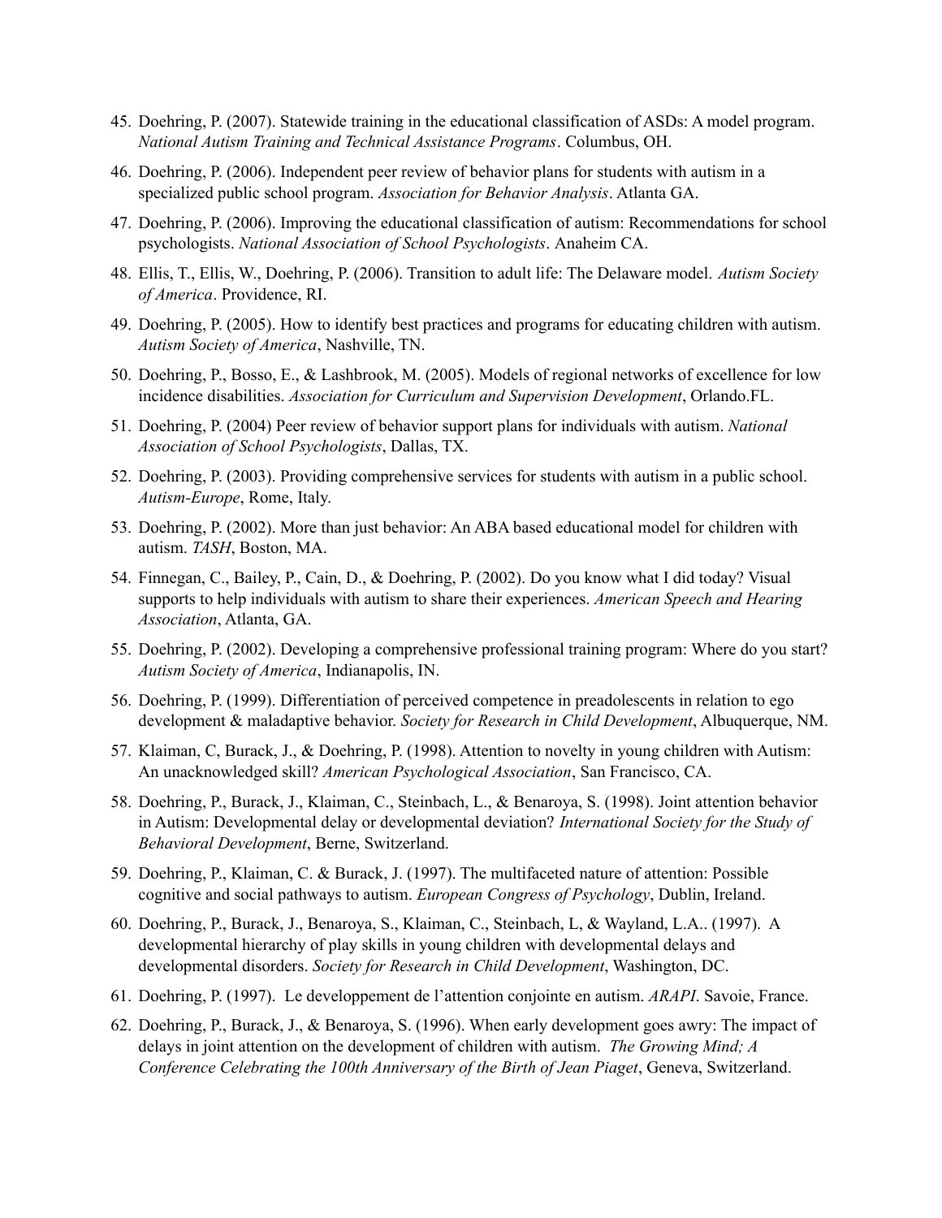45. Doehring, P. (2007). Statewide training in the educational classification of ASDs: A model program. *National Autism Training and Technical Assistance Programs*. Columbus, OH.

46. Doehring, P. (2006). Independent peer review of behavior plans for students with autism in a specialized public school program. *Association for Behavior Analysis*. Atlanta GA.

47. Doehring, P. (2006). Improving the educational classification of autism: Recommendations for school psychologists. *National Association of School Psychologists*. Anaheim CA.

48. Ellis, T., Ellis, W., Doehring, P. (2006). Transition to adult life: The Delaware model. *Autism Society of America*. Providence, RI.

49. Doehring, P. (2005). How to identify best practices and programs for educating children with autism. *Autism Society of America*, Nashville, TN.

50. Doehring, P., Bosso, E., & Lashbrook, M. (2005). Models of regional networks of excellence for low incidence disabilities. *Association for Curriculum and Supervision Development*, Orlando.FL.

51. Doehring, P. (2004) Peer review of behavior support plans for individuals with autism. *National Association of School Psychologists*, Dallas, TX.

52. Doehring, P. (2003). Providing comprehensive services for students with autism in a public school. *Autism-Europe*, Rome, Italy.

53. Doehring, P. (2002). More than just behavior: An ABA based educational model for children with autism. *TASH*, Boston, MA.

54. Finnegan, C., Bailey, P., Cain, D., & Doehring, P. (2002). Do you know what I did today? Visual supports to help individuals with autism to share their experiences. *American Speech and Hearing Association*, Atlanta, GA.

55. Doehring, P. (2002). Developing a comprehensive professional training program: Where do you start? *Autism Society of America*, Indianapolis, IN.

56. Doehring, P. (1999). Differentiation of perceived competence in preadolescents in relation to ego development & maladaptive behavior. *Society for Research in Child Development*, Albuquerque, NM.

57. Klaiman, C, Burack, J., & Doehring, P. (1998). Attention to novelty in young children with Autism: An unacknowledged skill? *American Psychological Association*, San Francisco, CA.

58. Doehring, P., Burack, J., Klaiman, C., Steinbach, L., & Benaroya, S. (1998). Joint attention behavior in Autism: Developmental delay or developmental deviation? *International Society for the Study of Behavioral Development*, Berne, Switzerland.

59. Doehring, P., Klaiman, C. & Burack, J. (1997). The multifaceted nature of attention: Possible cognitive and social pathways to autism. *European Congress of Psychology*, Dublin, Ireland.

60. Doehring, P., Burack, J., Benaroya, S., Klaiman, C., Steinbach, L, & Wayland, L.A.. (1997). A developmental hierarchy of play skills in young children with developmental delays and developmental disorders. *Society for Research in Child Development*, Washington, DC.

61. Doehring, P. (1997). Le developpement de l'attention conjointe en autism. *ARAPI*. Savoie, France.

62. Doehring, P., Burack, J., & Benaroya, S. (1996). When early development goes awry: The impact of delays in joint attention on the development of children with autism. *The Growing Mind; A Conference Celebrating the 100th Anniversary of the Birth of Jean Piaget*, Geneva, Switzerland.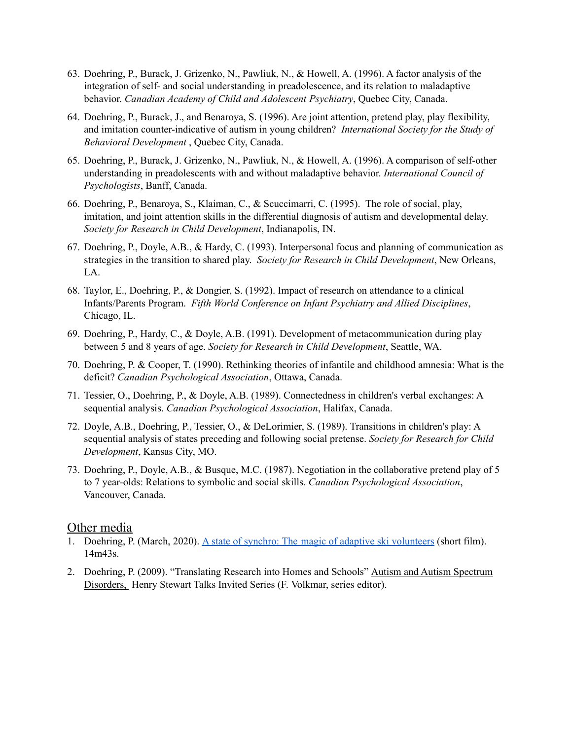63. Doehring, P., Burack, J. Grizenko, N., Pawliuk, N., & Howell, A. (1996). A factor analysis of the integration of self- and social understanding in preadolescence, and its relation to maladaptive behavior. *Canadian Academy of Child and Adolescent Psychiatry*, Quebec City, Canada.

64. Doehring, P., Burack, J., and Benaroya, S. (1996). Are joint attention, pretend play, play flexibility, and imitation counter-indicative of autism in young children? *International Society for the Study of Behavioral Development* , Quebec City, Canada.

65. Doehring, P., Burack, J. Grizenko, N., Pawliuk, N., & Howell, A. (1996). A comparison of self-other understanding in preadolescents with and without maladaptive behavior. *International Council of Psychologists*, Banff, Canada.

66. Doehring, P., Benaroya, S., Klaiman, C., & Scuccimarri, C. (1995). The role of social, play, imitation, and joint attention skills in the differential diagnosis of autism and developmental delay. *Society for Research in Child Development*, Indianapolis, IN.

67. Doehring, P., Doyle, A.B., & Hardy, C. (1993). Interpersonal focus and planning of communication as strategies in the transition to shared play. *Society for Research in Child Development*, New Orleans, LA.

68. Taylor, E., Doehring, P., & Dongier, S. (1992). Impact of research on attendance to a clinical Infants/Parents Program. *Fifth World Conference on Infant Psychiatry and Allied Disciplines*, Chicago, IL.

69. Doehring, P., Hardy, C., & Doyle, A.B. (1991). Development of metacommunication during play between 5 and 8 years of age. *Society for Research in Child Development*, Seattle, WA.

70. Doehring, P. & Cooper, T. (1990). Rethinking theories of infantile and childhood amnesia: What is the deficit? *Canadian Psychological Association*, Ottawa, Canada.

71. Tessier, O., Doehring, P., & Doyle, A.B. (1989). Connectedness in children's verbal exchanges: A sequential analysis. *Canadian Psychological Association*, Halifax, Canada.

72. Doyle, A.B., Doehring, P., Tessier, O., & DeLorimier, S. (1989). Transitions in children's play: A sequential analysis of states preceding and following social pretense. *Society for Research for Child Development*, Kansas City, MO.

73. Doehring, P., Doyle, A.B., & Busque, M.C. (1987). Negotiation in the collaborative pretend play of 5 to 7 year-olds: Relations to symbolic and social skills. *Canadian Psychological Association*, Vancouver, Canada.

## Other media

1. Doehring, P. (March, 2020). A state of synchro: The magic of adaptive ski volunteers (short film). 14m43s.

2. Doehring, P. (2009). "Translating Research into Homes and Schools" Autism and Autism Spectrum Disorders, Henry Stewart Talks Invited Series (F. Volkmar, series editor).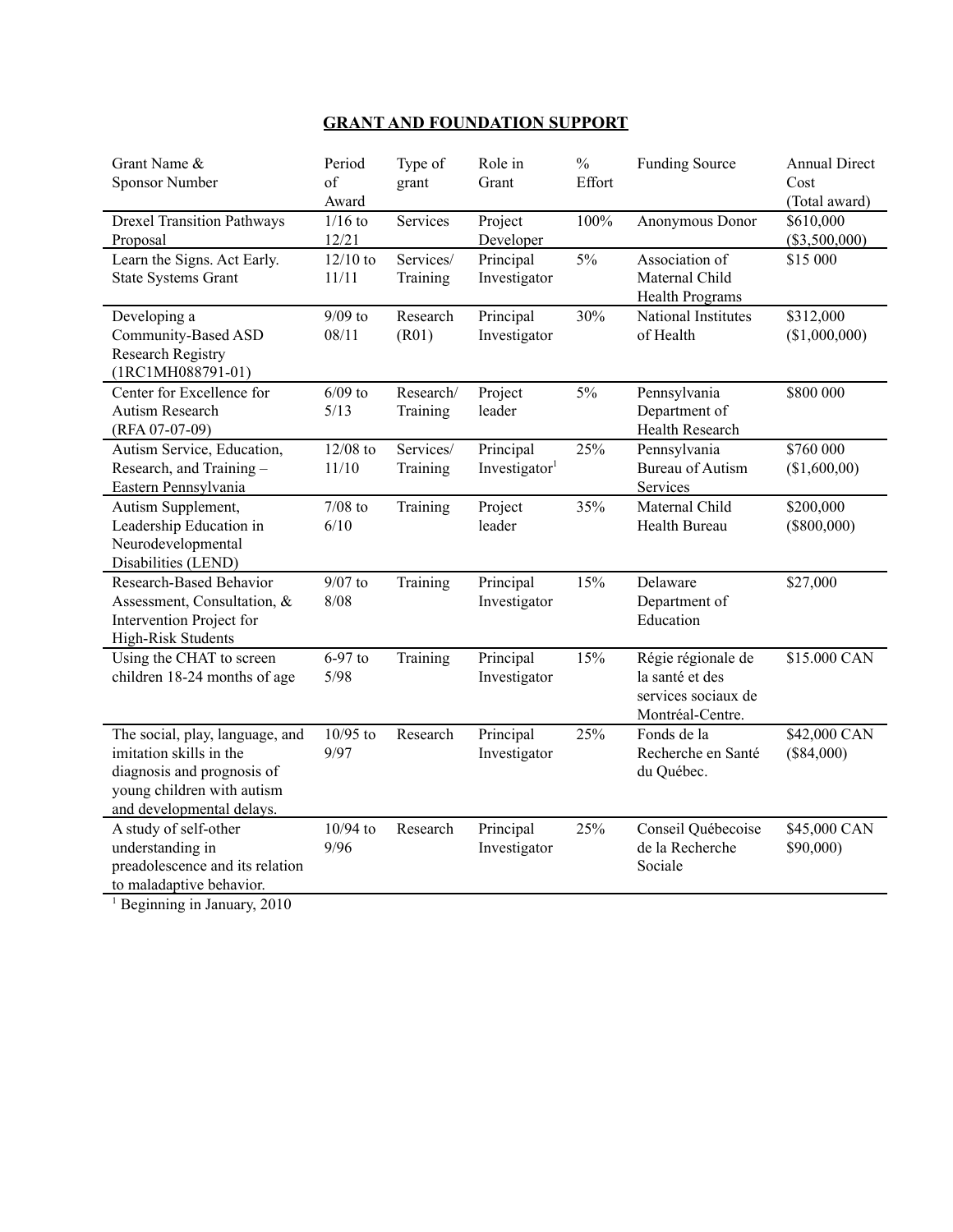## GRANT AND FOUNDATION SUPPORT

| Grant Name & Sponsor Number | Period of Award | Type of grant | Role in Grant | % Effort | Funding Source | Annual Direct Cost (Total award) |
|---|---|---|---|---|---|---|
| Drexel Transition Pathways Proposal | 1/16 to 12/21 | Services | Project Developer | 100% | Anonymous Donor | $610,000 ($3,500,000) |
| Learn the Signs. Act Early. State Systems Grant | 12/10 to 11/11 | Services/ Training | Principal Investigator | 5% | Association of Maternal Child Health Programs | $15 000 |
| Developing a Community-Based ASD Research Registry (1RC1MH088791-01) | 9/09 to 08/11 | Research (R01) | Principal Investigator | 30% | National Institutes of Health | $312,000 ($1,000,000) |
| Center for Excellence for Autism Research (RFA 07-07-09) | 6/09 to 5/13 | Research/ Training | Project leader | 5% | Pennsylvania Department of Health Research | $800 000 |
| Autism Service, Education, Research, and Training – Eastern Pennsylvania | 12/08 to 11/10 | Services/ Training | Principal Investigator[1] | 25% | Pennsylvania Bureau of Autism Services | $760 000 ($1,600,00) |
| Autism Supplement, Leadership Education in Neurodevelopmental Disabilities (LEND) | 7/08 to 6/10 | Training | Project leader | 35% | Maternal Child Health Bureau | $200,000 ($800,000) |
| Research-Based Behavior Assessment, Consultation, & Intervention Project for High-Risk Students | 9/07 to 8/08 | Training | Principal Investigator | 15% | Delaware Department of Education | $27,000 |
| Using the CHAT to screen children 18-24 months of age | 6-97 to 5/98 | Training | Principal Investigator | 15% | Régie régionale de la santé et des services sociaux de Montréal-Centre. | $15.000 CAN |
| The social, play, language, and imitation skills in the diagnosis and prognosis of young children with autism and developmental delays. | 10/95 to 9/97 | Research | Principal Investigator | 25% | Fonds de la Recherche en Santé du Québec. | $42,000 CAN ($84,000) |
| A study of self-other understanding in preadolescence and its relation to maladaptive behavior. | 10/94 to 9/96 | Research | Principal Investigator | 25% | Conseil Québecoise de la Recherche Sociale | $45,000 CAN $90,000) |

[1] Beginning in January, 2010